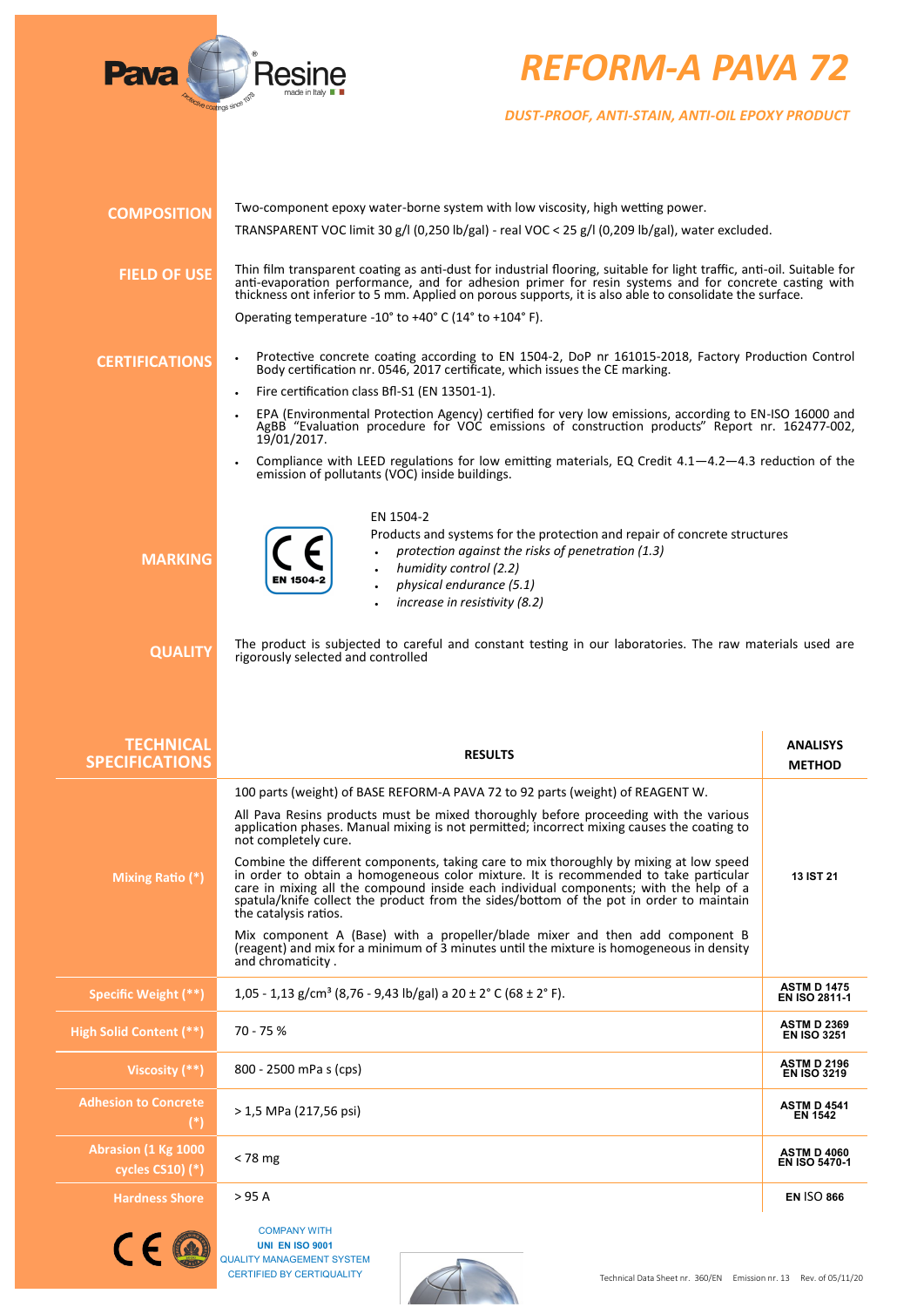# REFORM-A PAVA 72

## DUST-PROOF, ANTI-STAIN, ANTI-OIL EPOXY PRODUCT

### COMPOSITION

Two-component epoxy water-borne system with low viscosity, high wetting power.

TRANSPARENT VOC limit 30 g/l (0,250 lb/gal) - real VOC < 25 g/l (0,209 lb/gal), water excluded.

### FIELD OF USE

Thin film transparent coating as anti-dust for industrial flooring, suitable for light traffic, anti-oil. Suitable for anti-evaporation performance, and for adhesion primer for resin systems and for concrete casting with thickness ont inferior to 5 mm. Applied on porous supports, it is also able to consolidate the surface.

Operating temperature -10° to +40° C (14° to +104° F).

### CERTIFICATIONS

- Protective concrete coating according to EN 1504-2, DoP nr 161015-2018, Factory Production Control Body certification nr. 0546, 2017 certificate, which issues the CE marking.
- Fire certification class Bfl-S1 (EN 13501-1).
- EPA (Environmental Protection Agency) certified for very low emissions, according to EN-ISO 16000 and AgBB "Evaluation procedure for VOC emissions of construction products" Report nr. 162477-002, 19/01/2017.
- Compliance with LEED regulations for low emitting materials, EQ Credit 4.1—4.2—4.3 reduction of the emission of pollutants (VOC) inside buildings.

### MARKING

CE EN 1504-2

EN 1504-2

Products and systems for the protection and repair of concrete structures

- *protection against the risks of penetration (1.3)*
- *humidity control (2.2)*
- *physical endurance (5.1)*
- *increase in resistivity (8.2)*

### QUALITY

The product is subjected to careful and constant testing in our laboratories. The raw materials used are rigorously selected and controlled

### TECHNICAL SPECIFICATIONS

| TECHNICAL SPECIFICATIONS | RESULTS | ANALISYS METHOD |
|---|---|---|
| Mixing Ratio (*) | 100 parts (weight) of BASE REFORM-A PAVA 72 to 92 parts (weight) of REAGENT W.<br><br>All Pava Resins products must be mixed thoroughly before proceeding with the various application phases. Manual mixing is not permitted; incorrect mixing causes the coating to not completely cure.<br><br>Combine the different components, taking care to mix thoroughly by mixing at low speed in order to obtain a homogeneous color mixture. It is recommended to take particular care in mixing all the compound inside each individual components; with the help of a spatula/knife collect the product from the sides/bottom of the pot in order to maintain the catalysis ratios.<br><br>Mix component A (Base) with a propeller/blade mixer and then add component B (reagent) and mix for a minimum of 3 minutes until the mixture is homogeneous in density and chromaticity . | 13 IST 21 |
| Specific Weight (**) | 1,05 - 1,13 g/cm³ (8,76 - 9,43 lb/gal) a 20 ± 2° C (68 ± 2° F). | ASTM D 1475<br>EN ISO 2811-1 |
| High Solid Content (**) | 70 - 75 % | ASTM D 2369<br>EN ISO 3251 |
| Viscosity (**) | 800 - 2500 mPa s (cps) | ASTM D 2196<br>EN ISO 3219 |
| Adhesion to Concrete (*) | > 1,5 MPa (217,56 psi) | ASTM D 4541<br>EN 1542 |
| Abrasion (1 Kg 1000 cycles CS10) (*) | < 78 mg | ASTM D 4060<br>EN ISO 5470-1 |
| Hardness Shore | > 95 A | EN ISO 866 |

COMPANY WITH
UNI EN ISO 9001
QUALITY MANAGEMENT SYSTEM
CERTIFIED BY CERTIQUALITY

Technical Data Sheet nr. 360/EN Emission nr. 13 Rev. of 05/11/20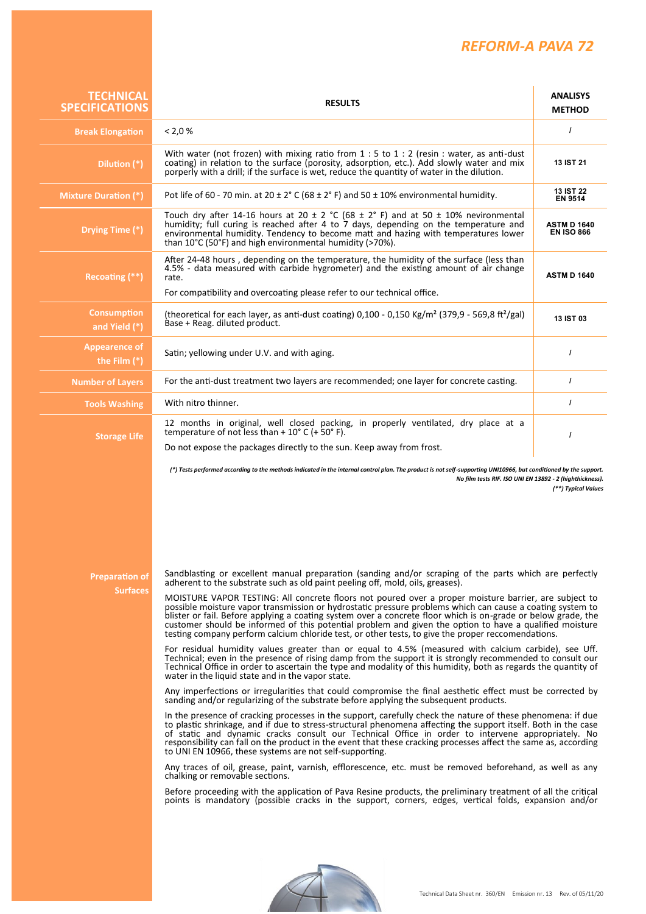# REFORM-A PAVA 72

| TECHNICAL SPECIFICATIONS | RESULTS | ANALISYS METHOD |
|---|---|---|
| Break Elongation | < 2,0 % | / |
| Dilution (*) | With water (not frozen) with mixing ratio from 1 : 5 to 1 : 2 (resin : water, as anti-dust coating) in relation to the surface (porosity, adsorption, etc.). Add slowly water and mix porperly with a drill; if the surface is wet, reduce the quantity of water in the dilution. | 13 IST 21 |
| Mixture Duration (*) | Pot life of 60 - 70 min. at 20 ± 2° C (68 ± 2° F) and 50 ± 10% environmental humidity. | 13 IST 22 EN 9514 |
| Drying Time (*) | Touch dry after 14-16 hours at 20 ± 2 °C (68 ± 2° F) and at 50 ± 10% nevironmental humidity; full curing is reached after 4 to 7 days, depending on the temperature and environmental humidity. Tendency to become matt and hazing with temperatures lower than 10°C (50°F) and high environmental humidity (>70%). | ASTM D 1640 EN ISO 866 |
| Recoating (**) | After 24-48 hours , depending on the temperature, the humidity of the surface (less than 4.5% - data measured with carbide hygrometer) and the existing amount of air change rate. For compatibility and overcoating please refer to our technical office. | ASTM D 1640 |
| Consumption and Yield (*) | (theoretical for each layer, as anti-dust coating) 0,100 - 0,150 Kg/m² (379,9 - 569,8 ft²/gal) Base + Reag. diluted product. | 13 IST 03 |
| Appearence of the Film (*) | Satin; yellowing under U.V. and with aging. | / |
| Number of Layers | For the anti-dust treatment two layers are recommended; one layer for concrete casting. | / |
| Tools Washing | With nitro thinner. | / |
| Storage Life | 12 months in original, well closed packing, in properly ventilated, dry place at a temperature of not less than + 10° C (+ 50° F). Do not expose the packages directly to the sun. Keep away from frost. | / |

*(\*) Tests performed according to the methods indicated in the internal control plan. The product is not self-supporting UNI10966, but conditioned by the support.*
*No film tests RIF. ISO UNI EN 13892 - 2 (highthickness).*
*(\*\*) Typical Values*

## Preparation of Surfaces

Sandblasting or excellent manual preparation (sanding and/or scraping of the parts which are perfectly adherent to the substrate such as old paint peeling off, mold, oils, greases).

MOISTURE VAPOR TESTING: All concrete floors not poured over a proper moisture barrier, are subject to possible moisture vapor transmission or hydrostatic pressure problems which can cause a coating system to blister or fail. Before applying a coating system to a concrete floor which is on-grade or below grade, the customer should be informed of this potential problem and given the option to have a qualified moisture testing company perform calcium chloride test, or other tests, to give the proper reccomendations.

For residual humidity values greater than or equal to 4.5% (measured with calcium carbide), see Uff. Technical; even in the presence of rising damp from the support it is strongly recommended to consult our Technical Office in order to ascertain the type and modality of this humidity, both as regards the quantity of water in the liquid state and in the vapor state.

Any imperfections or irregularities that could compromise the final aesthetic effect must be corrected by sanding and/or regularizing of the substrate before applying the subsequent products.

In the presence of cracking processes in the support, carefully check the nature of these phenomena: if due to plastic shrinkage, and if due to stress-structural phenomena affecting the support itself. Both in the case of static and dynamic cracks consult our Technical Office in order to intervene appropriately. No responsibility can fall on the product in the event that these cracking processes affect the same as, according to UNI EN 10966, these systems are not self-supporting.

Any traces of oil, grease, paint, varnish, efflorescence, etc. must be removed beforehand, as well as any chalking or removable sections.

Before proceeding with the application of Pava Resine products, the preliminary treatment of all the critical points is mandatory (possible cracks in the support, corners, edges, vertical folds, expansion and/or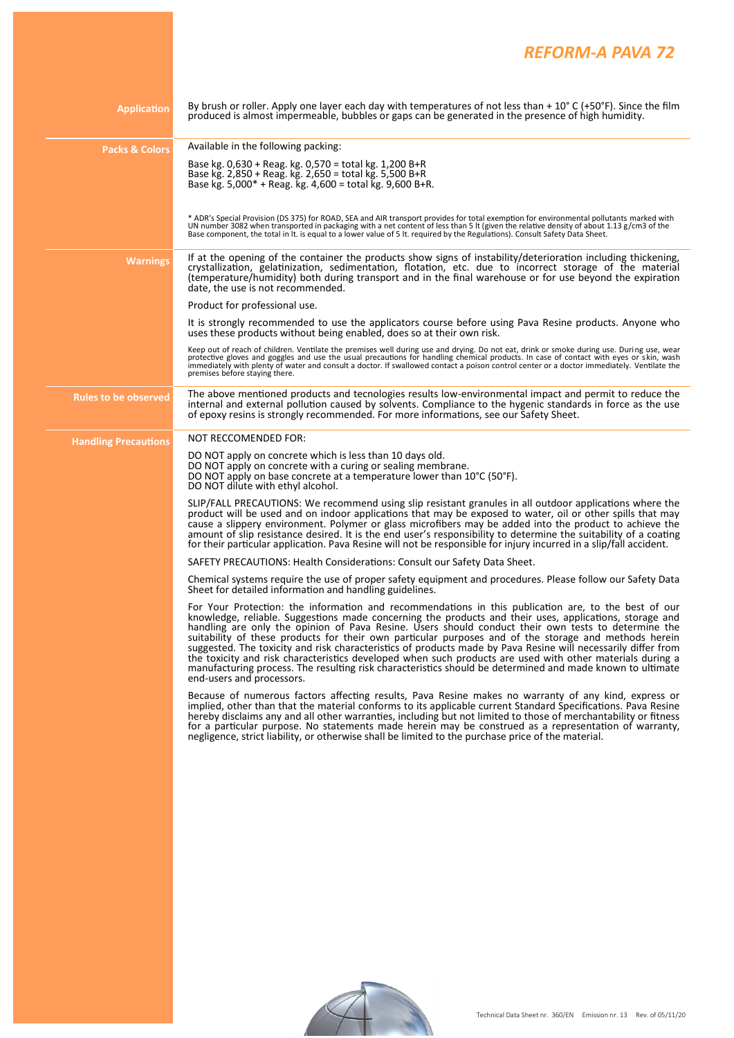# REFORM-A PAVA 72

## Application

By brush or roller. Apply one layer each day with temperatures of not less than + 10° C (+50°F). Since the film produced is almost impermeable, bubbles or gaps can be generated in the presence of high humidity.

## Packs & Colors

Available in the following packing:

Base kg. 0,630 + Reag. kg. 0,570 = total kg. 1,200 B+R
Base kg. 2,850 + Reag. kg. 2,650 = total kg. 5,500 B+R
Base kg. 5,000* + Reag. kg. 4,600 = total kg. 9,600 B+R.

* ADR's Special Provision (DS 375) for ROAD, SEA and AIR transport provides for total exemption for environmental pollutants marked with UN number 3082 when transported in packaging with a net content of less than 5 lt (given the relative density of about 1.13 g/cm3 of the Base component, the total in lt. is equal to a lower value of 5 lt. required by the Regulations). Consult Safety Data Sheet.

## Warnings

If at the opening of the container the products show signs of instability/deterioration including thickening, crystallization, gelatinization, sedimentation, flotation, etc. due to incorrect storage of the material (temperature/humidity) both during transport and in the final warehouse or for use beyond the expiration date, the use is not recommended.

Product for professional use.

It is strongly recommended to use the applicators course before using Pava Resine products. Anyone who uses these products without being enabled, does so at their own risk.

Keep out of reach of children. Ventilate the premises well during use and drying. Do not eat, drink or smoke during use. During use, wear protective gloves and goggles and use the usual precautions for handling chemical products. In case of contact with eyes or skin, wash immediately with plenty of water and consult a doctor. If swallowed contact a poison control center or a doctor immediately. Ventilate the premises before staying there.

## Rules to be observed

The above mentioned products and tecnologies results low-environmental impact and permit to reduce the internal and external pollution caused by solvents. Compliance to the hygenic standards in force as the use of epoxy resins is strongly recommended. For more informations, see our Safety Sheet.

## Handling Precautions

NOT RECCOMENDED FOR:

DO NOT apply on concrete which is less than 10 days old.
DO NOT apply on concrete with a curing or sealing membrane.
DO NOT apply on base concrete at a temperature lower than 10°C (50°F).
DO NOT dilute with ethyl alcohol.

SLIP/FALL PRECAUTIONS: We recommend using slip resistant granules in all outdoor applications where the product will be used and on indoor applications that may be exposed to water, oil or other spills that may cause a slippery environment. Polymer or glass microfibers may be added into the product to achieve the amount of slip resistance desired. It is the end user's responsibility to determine the suitability of a coating for their particular application. Pava Resine will not be responsible for injury incurred in a slip/fall accident.

SAFETY PRECAUTIONS: Health Considerations: Consult our Safety Data Sheet.

Chemical systems require the use of proper safety equipment and procedures. Please follow our Safety Data Sheet for detailed information and handling guidelines.

For Your Protection: the information and recommendations in this publication are, to the best of our knowledge, reliable. Suggestions made concerning the products and their uses, applications, storage and handling are only the opinion of Pava Resine. Users should conduct their own tests to determine the suitability of these products for their own particular purposes and of the storage and methods herein suggested. The toxicity and risk characteristics of products made by Pava Resine will necessarily differ from the toxicity and risk characteristics developed when such products are used with other materials during a manufacturing process. The resulting risk characteristics should be determined and made known to ultimate end-users and processors.

Because of numerous factors affecting results, Pava Resine makes no warranty of any kind, express or implied, other than that the material conforms to its applicable current Standard Specifications. Pava Resine hereby disclaims any and all other warranties, including but not limited to those of merchantability or fitness for a particular purpose. No statements made herein may be construed as a representation of warranty, negligence, strict liability, or otherwise shall be limited to the purchase price of the material.